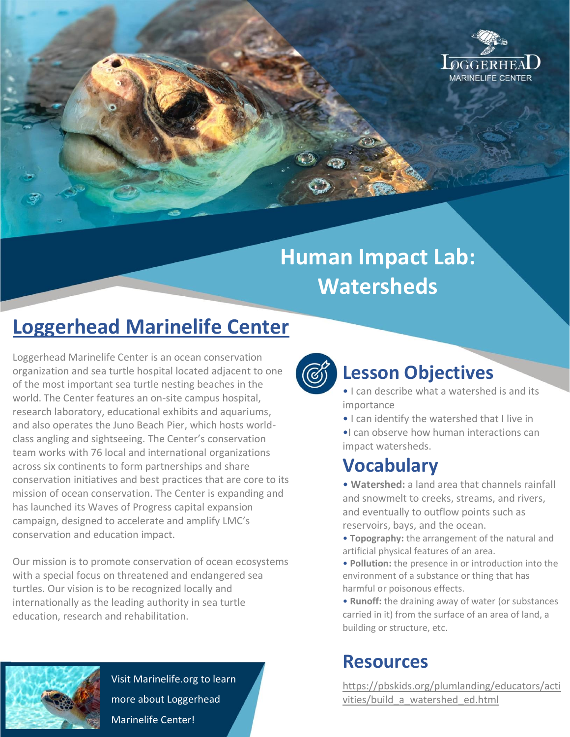LOGGERHEAD MARINELIFE CENTER

# Human Impact Lab: Watersheds

## Loggerhead Marinelife Center

Loggerhead Marinelife Center is an ocean conservation organization and sea turtle hospital located adjacent to one of the most important sea turtle nesting beaches in the world. The Center features an on-site campus hospital, research laboratory, educational exhibits and aquariums, and also operates the Juno Beach Pier, which hosts world-class angling and sightseeing. The Center's conservation team works with 76 local and international organizations across six continents to form partnerships and share conservation initiatives and best practices that are core to its mission of ocean conservation. The Center is expanding and has launched its Waves of Progress capital expansion campaign, designed to accelerate and amplify LMC's conservation and education impact.

Our mission is to promote conservation of ocean ecosystems with a special focus on threatened and endangered sea turtles. Our vision is to be recognized locally and internationally as the leading authority in sea turtle education, research and rehabilitation.

Visit Marinelife.org to learn more about Loggerhead Marinelife Center!

## Lesson Objectives

- I can describe what a watershed is and its importance
- I can identify the watershed that I live in
- I can observe how human interactions can impact watersheds.

## Vocabulary

- **Watershed:** a land area that channels rainfall and snowmelt to creeks, streams, and rivers, and eventually to outflow points such as reservoirs, bays, and the ocean.
- **Topography:** the arrangement of the natural and artificial physical features of an area.
- **Pollution:** the presence in or introduction into the environment of a substance or thing that has harmful or poisonous effects.
- **Runoff:** the draining away of water (or substances carried in it) from the surface of an area of land, a building or structure, etc.

## Resources

https://pbskids.org/plumlanding/educators/activities/build_a_watershed_ed.html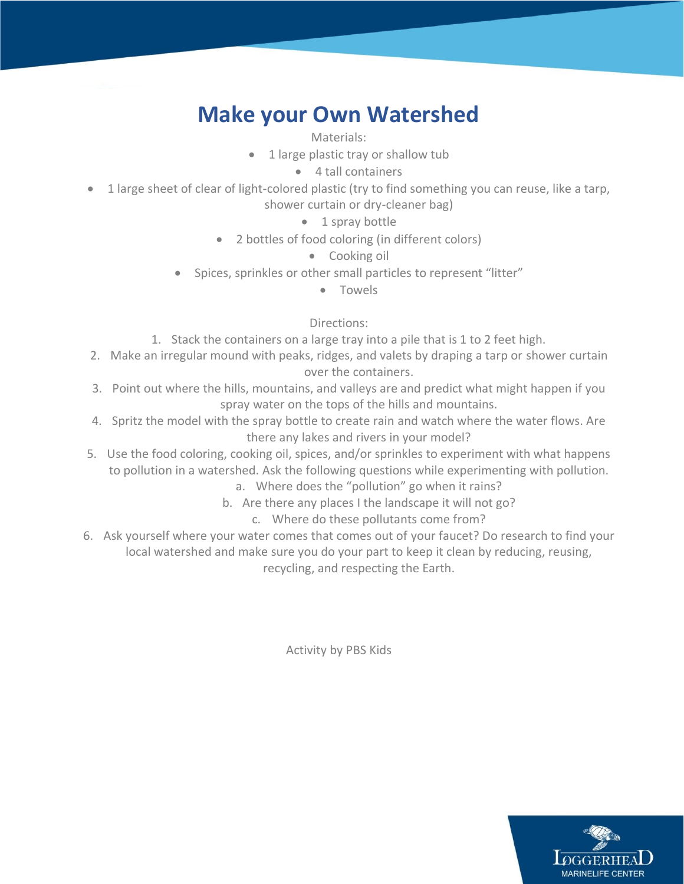# Make your Own Watershed

Materials:

- 1 large plastic tray or shallow tub
- 4 tall containers
- 1 large sheet of clear of light-colored plastic (try to find something you can reuse, like a tarp, shower curtain or dry-cleaner bag)
- 1 spray bottle
- 2 bottles of food coloring (in different colors)
- Cooking oil
- Spices, sprinkles or other small particles to represent "litter"
- Towels

Directions:

1. Stack the containers on a large tray into a pile that is 1 to 2 feet high.
2. Make an irregular mound with peaks, ridges, and valets by draping a tarp or shower curtain over the containers.
3. Point out where the hills, mountains, and valleys are and predict what might happen if you spray water on the tops of the hills and mountains.
4. Spritz the model with the spray bottle to create rain and watch where the water flows. Are there any lakes and rivers in your model?
5. Use the food coloring, cooking oil, spices, and/or sprinkles to experiment with what happens to pollution in a watershed. Ask the following questions while experimenting with pollution.
   a. Where does the "pollution" go when it rains?
   b. Are there any places I the landscape it will not go?
   c. Where do these pollutants come from?
6. Ask yourself where your water comes that comes out of your faucet? Do research to find your local watershed and make sure you do your part to keep it clean by reducing, reusing, recycling, and respecting the Earth.

Activity by PBS Kids

LOGGERHEAD MARINELIFE CENTER